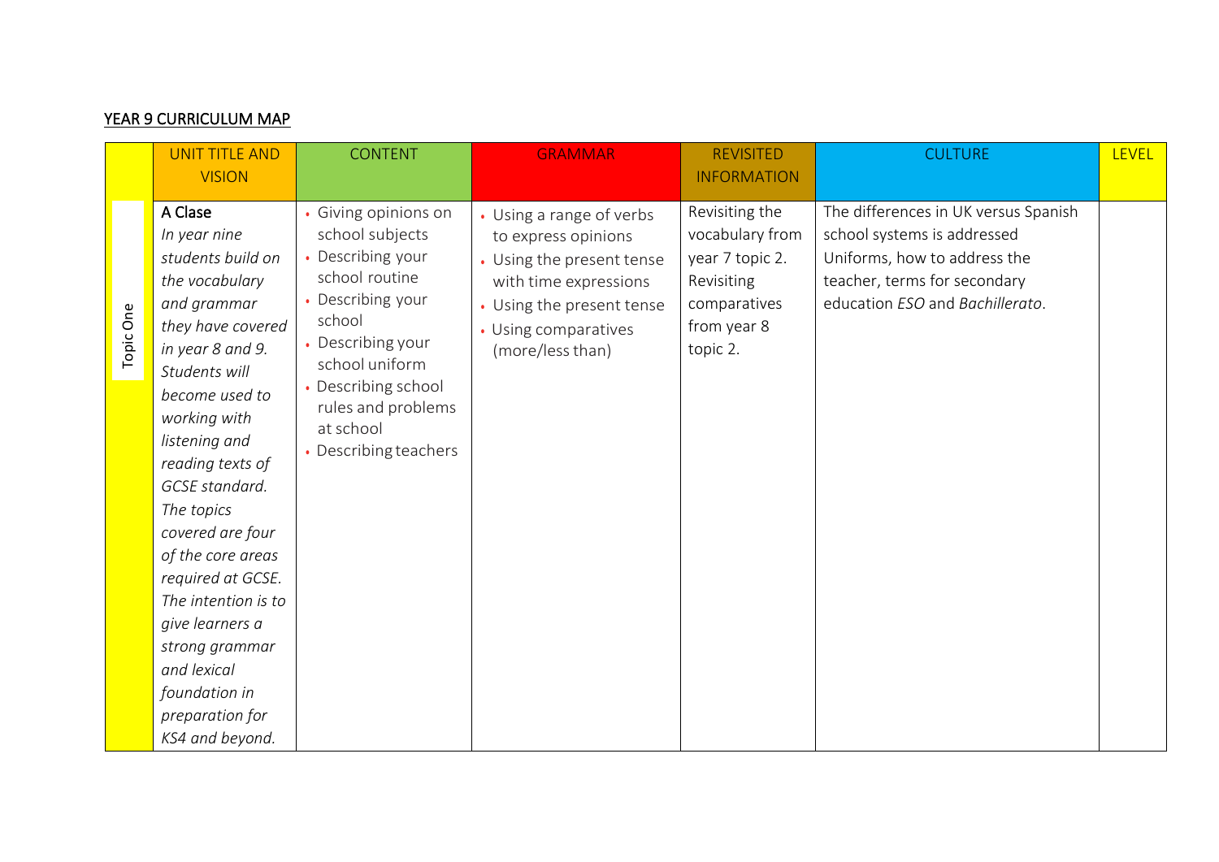## YEAR 9 CURRICULUM MAP

| | UNIT TITLE AND VISION | CONTENT | GRAMMAR | REVISITED INFORMATION | CULTURE | LEVEL |
|---|---|---|---|---|---|---|
| Topic One | **A Clase**<br>*In year nine students build on the vocabulary and grammar they have covered in year 8 and 9. Students will become used to working with listening and reading texts of GCSE standard. The topics covered are four of the core areas required at GCSE. The intention is to give learners a strong grammar and lexical foundation in preparation for KS4 and beyond.* | • Giving opinions on school subjects<br>• Describing your school routine<br>• Describing your school<br>• Describing your school uniform<br>• Describing school rules and problems at school<br>• Describing teachers | • Using a range of verbs to express opinions<br>• Using the present tense with time expressions<br>• Using the present tense<br>• Using comparatives (more/less than) | Revisiting the vocabulary from year 7 topic 2. Revisiting comparatives from year 8 topic 2. | The differences in UK versus Spanish school systems is addressed Uniforms, how to address the teacher, terms for secondary education *ESO* and *Bachillerato*. | |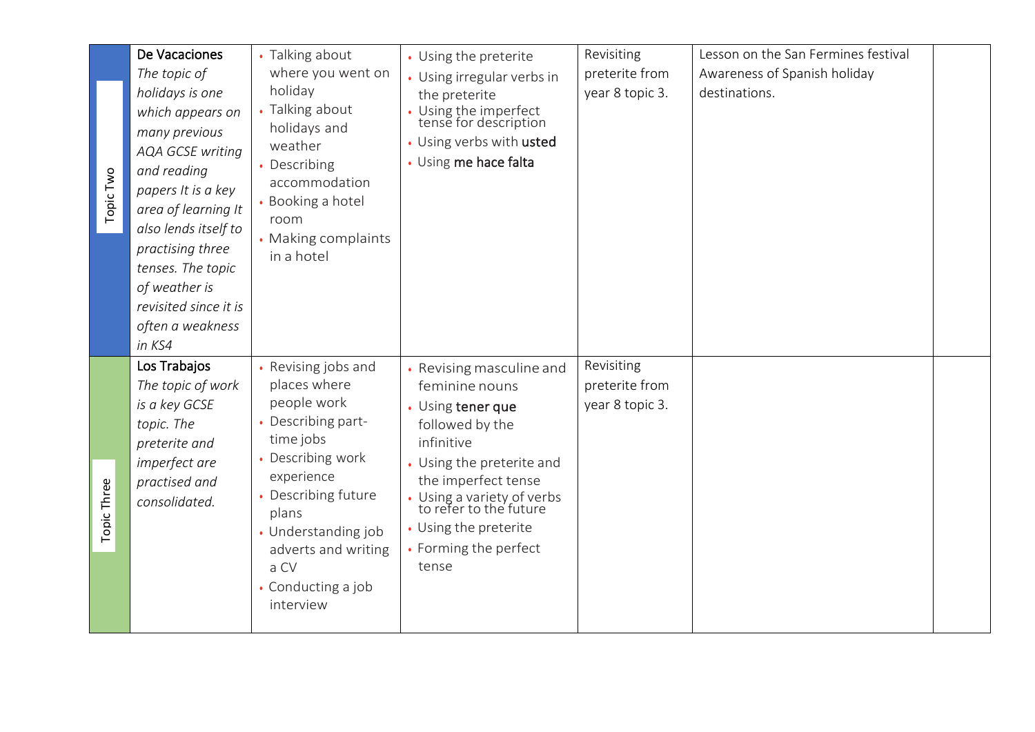| | | | | | | |
|---|---|---|---|---|---|---|
| Topic Two | **De Vacaciones**<br>*The topic of holidays is one which appears on many previous AQA GCSE writing and reading papers It is a key area of learning It also lends itself to practising three tenses. The topic of weather is revisited since it is often a weakness in KS4* | • Talking about where you went on holiday<br>• Talking about holidays and weather<br>• Describing accommodation<br>• Booking a hotel room<br>• Making complaints in a hotel | • Using the preterite<br>• Using irregular verbs in the preterite<br>• Using the imperfect tense for description<br>• Using verbs with **usted**<br>• Using **me hace falta** | Revisiting preterite from year 8 topic 3. | Lesson on the San Fermines festival<br>Awareness of Spanish holiday destinations. | |
| Topic Three | **Los Trabajos**<br>*The topic of work is a key GCSE topic. The preterite and imperfect are practised and consolidated.* | • Revising jobs and places where people work<br>• Describing part-time jobs<br>• Describing work experience<br>• Describing future plans<br>• Understanding job adverts and writing a CV<br>• Conducting a job interview | • Revising masculine and feminine nouns<br>• Using **tener que** followed by the infinitive<br>• Using the preterite and the imperfect tense<br>• Using a variety of verbs to refer to the future<br>• Using the preterite<br>• Forming the perfect tense | Revisiting preterite from year 8 topic 3. | | |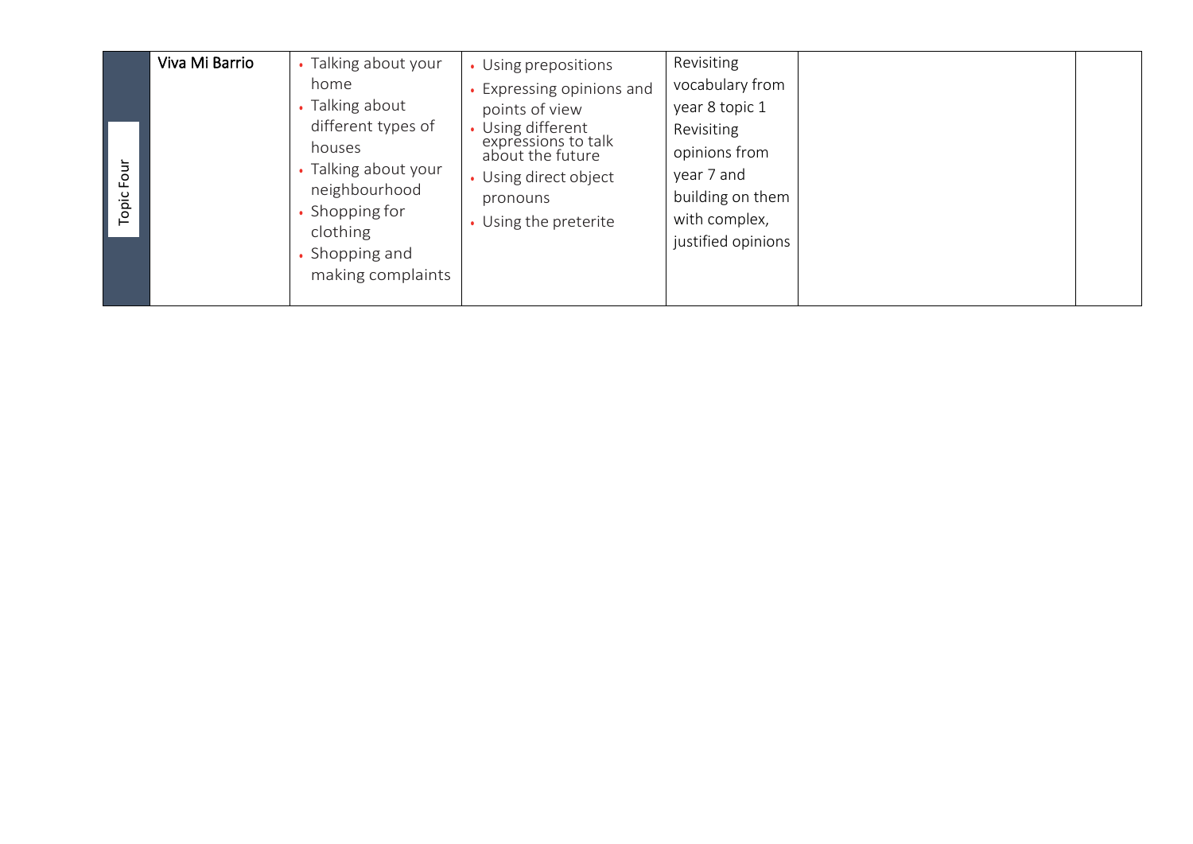| | | | | | | |
|---|---|---|---|---|---|---|
| Topic Four | Viva Mi Barrio | • Talking about your home<br>• Talking about different types of houses<br>• Talking about your neighbourhood<br>• Shopping for clothing<br>• Shopping and making complaints | • Using prepositions<br>• Expressing opinions and points of view<br>• Using different expressions to talk about the future<br>• Using direct object pronouns<br>• Using the preterite | Revisiting vocabulary from year 8 topic 1 Revisiting opinions from year 7 and building on them with complex, justified opinions | | |